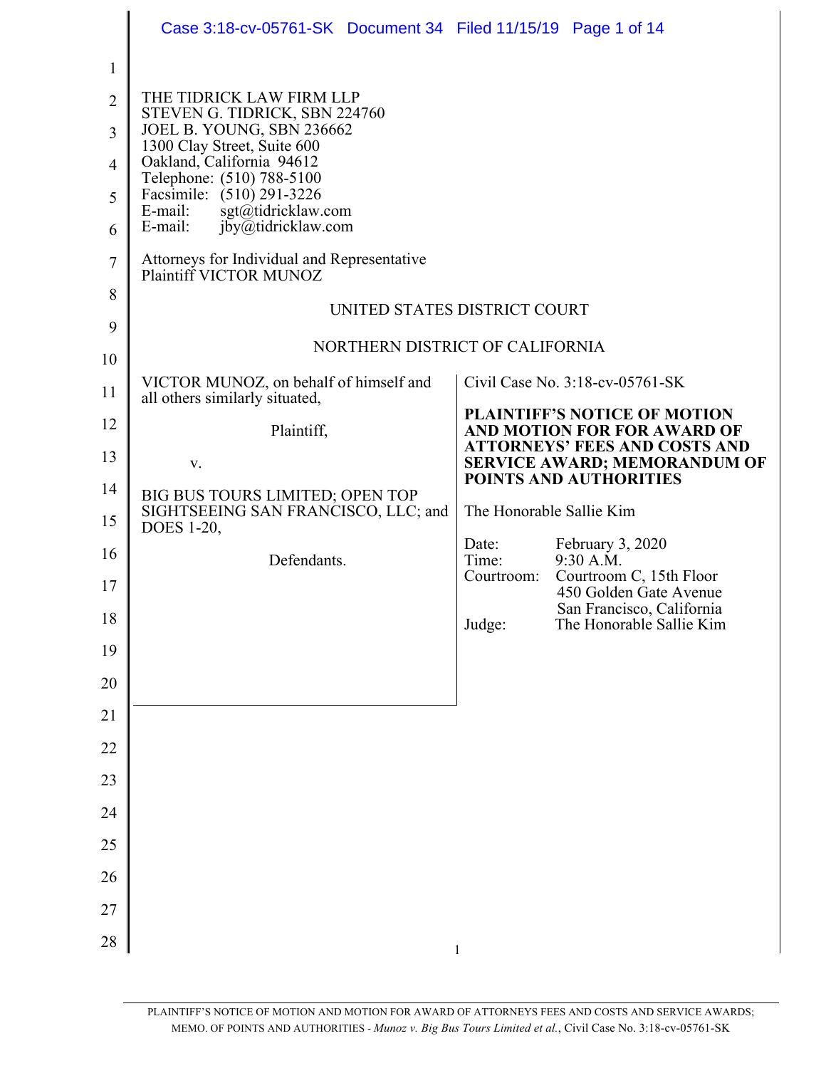THE TIDRICK LAW FIRM LLP
STEVEN G. TIDRICK, SBN 224760
JOEL B. YOUNG, SBN 236662
1300 Clay Street, Suite 600
Oakland, California 94612
Telephone: (510) 788-5100
Facsimile: (510) 291-3226
E-mail: sgt@tidricklaw.com
E-mail: jby@tidricklaw.com

Attorneys for Individual and Representative
Plaintiff VICTOR MUNOZ

UNITED STATES DISTRICT COURT

NORTHERN DISTRICT OF CALIFORNIA

| | |
|---|---|
| VICTOR MUNOZ, on behalf of himself and all others similarly situated,<br><br>Plaintiff,<br><br>v.<br><br>BIG BUS TOURS LIMITED; OPEN TOP SIGHTSEEING SAN FRANCISCO, LLC; and DOES 1-20,<br><br>Defendants. | Civil Case No. 3:18-cv-05761-SK<br><br>**PLAINTIFF'S NOTICE OF MOTION AND MOTION FOR FOR AWARD OF ATTORNEYS' FEES AND COSTS AND SERVICE AWARD; MEMORANDUM OF POINTS AND AUTHORITIES**<br><br>The Honorable Sallie Kim<br><br>Date: February 3, 2020<br>Time: 9:30 A.M.<br>Courtroom: Courtroom C, 15th Floor, 450 Golden Gate Avenue, San Francisco, California<br>Judge: The Honorable Sallie Kim |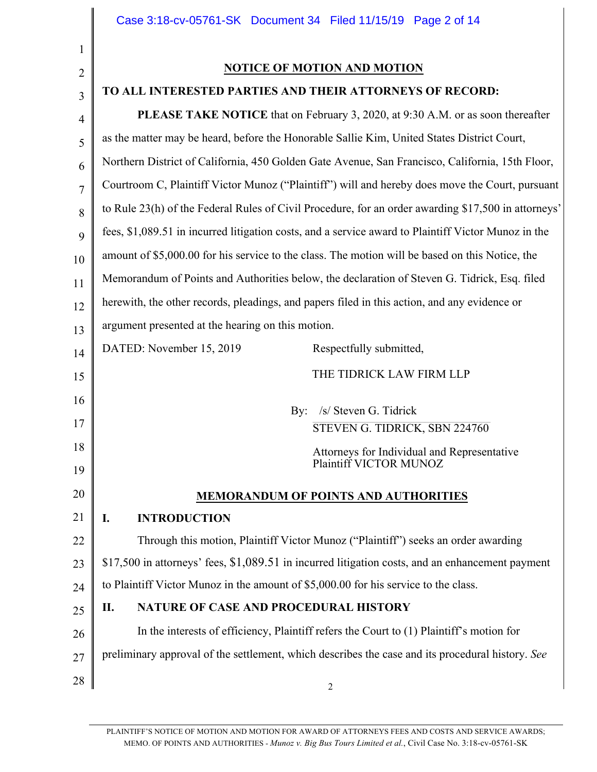## NOTICE OF MOTION AND MOTION

**TO ALL INTERESTED PARTIES AND THEIR ATTORNEYS OF RECORD:**

**PLEASE TAKE NOTICE** that on February 3, 2020, at 9:30 A.M. or as soon thereafter as the matter may be heard, before the Honorable Sallie Kim, United States District Court, Northern District of California, 450 Golden Gate Avenue, San Francisco, California, 15th Floor, Courtroom C, Plaintiff Victor Munoz ("Plaintiff") will and hereby does move the Court, pursuant to Rule 23(h) of the Federal Rules of Civil Procedure, for an order awarding $17,500 in attorneys' fees, $1,089.51 in incurred litigation costs, and a service award to Plaintiff Victor Munoz in the amount of $5,000.00 for his service to the class. The motion will be based on this Notice, the Memorandum of Points and Authorities below, the declaration of Steven G. Tidrick, Esq. filed herewith, the other records, pleadings, and papers filed in this action, and any evidence or argument presented at the hearing on this motion.

DATED: November 15, 2019

Respectfully submitted,

THE TIDRICK LAW FIRM LLP

By: /s/ Steven G. Tidrick
STEVEN G. TIDRICK, SBN 224760

Attorneys for Individual and Representative Plaintiff VICTOR MUNOZ

## MEMORANDUM OF POINTS AND AUTHORITIES

### I. INTRODUCTION

Through this motion, Plaintiff Victor Munoz ("Plaintiff") seeks an order awarding $17,500 in attorneys' fees, $1,089.51 in incurred litigation costs, and an enhancement payment to Plaintiff Victor Munoz in the amount of $5,000.00 for his service to the class.

### II. NATURE OF CASE AND PROCEDURAL HISTORY

In the interests of efficiency, Plaintiff refers the Court to (1) Plaintiff's motion for preliminary approval of the settlement, which describes the case and its procedural history. *See*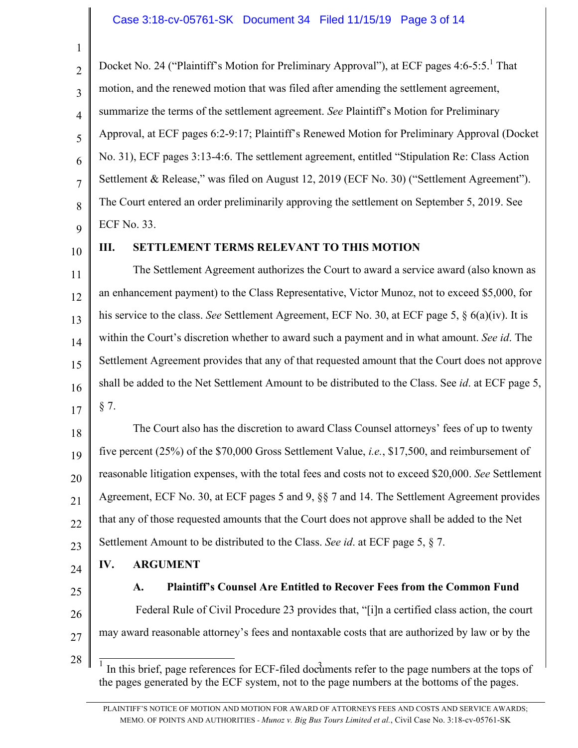Docket No. 24 ("Plaintiff's Motion for Preliminary Approval"), at ECF pages 4:6-5:5.[1] That motion, and the renewed motion that was filed after amending the settlement agreement, summarize the terms of the settlement agreement. *See* Plaintiff's Motion for Preliminary Approval, at ECF pages 6:2-9:17; Plaintiff's Renewed Motion for Preliminary Approval (Docket No. 31), ECF pages 3:13-4:6. The settlement agreement, entitled "Stipulation Re: Class Action Settlement & Release," was filed on August 12, 2019 (ECF No. 30) ("Settlement Agreement"). The Court entered an order preliminarily approving the settlement on September 5, 2019. See ECF No. 33.

## III. SETTLEMENT TERMS RELEVANT TO THIS MOTION

The Settlement Agreement authorizes the Court to award a service award (also known as an enhancement payment) to the Class Representative, Victor Munoz, not to exceed $5,000, for his service to the class. *See* Settlement Agreement, ECF No. 30, at ECF page 5, § 6(a)(iv). It is within the Court's discretion whether to award such a payment and in what amount. *See id*. The Settlement Agreement provides that any of that requested amount that the Court does not approve shall be added to the Net Settlement Amount to be distributed to the Class. See *id*. at ECF page 5, § 7.

The Court also has the discretion to award Class Counsel attorneys' fees of up to twenty five percent (25%) of the $70,000 Gross Settlement Value, *i.e.*, $17,500, and reimbursement of reasonable litigation expenses, with the total fees and costs not to exceed $20,000. *See* Settlement Agreement, ECF No. 30, at ECF pages 5 and 9, §§ 7 and 14. The Settlement Agreement provides that any of those requested amounts that the Court does not approve shall be added to the Net Settlement Amount to be distributed to the Class. *See id*. at ECF page 5, § 7.

## IV. ARGUMENT

### A. Plaintiff's Counsel Are Entitled to Recover Fees from the Common Fund

Federal Rule of Civil Procedure 23 provides that, "[i]n a certified class action, the court may award reasonable attorney's fees and nontaxable costs that are authorized by law or by the

---

[1] In this brief, page references for ECF-filed documents refer to the page numbers at the tops of the pages generated by the ECF system, not to the page numbers at the bottoms of the pages.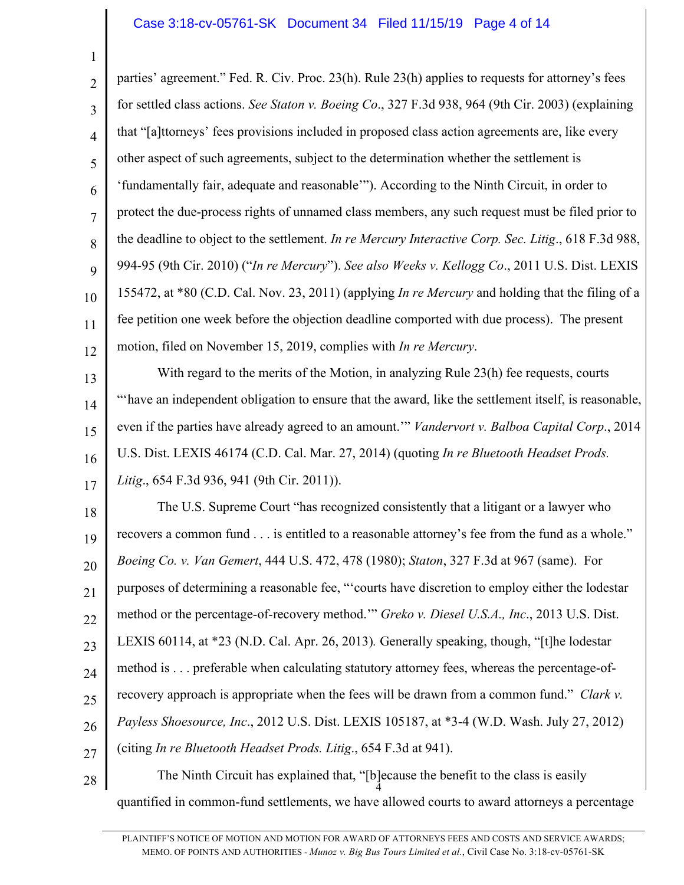parties' agreement." Fed. R. Civ. Proc. 23(h). Rule 23(h) applies to requests for attorney's fees for settled class actions. *See Staton v. Boeing Co*., 327 F.3d 938, 964 (9th Cir. 2003) (explaining that "[a]ttorneys' fees provisions included in proposed class action agreements are, like every other aspect of such agreements, subject to the determination whether the settlement is 'fundamentally fair, adequate and reasonable'"). According to the Ninth Circuit, in order to protect the due-process rights of unnamed class members, any such request must be filed prior to the deadline to object to the settlement. *In re Mercury Interactive Corp. Sec. Litig*., 618 F.3d 988, 994-95 (9th Cir. 2010) ("*In re Mercury*"). *See also Weeks v. Kellogg Co*., 2011 U.S. Dist. LEXIS 155472, at *80 (C.D. Cal. Nov. 23, 2011) (applying *In re Mercury* and holding that the filing of a fee petition one week before the objection deadline comported with due process). The present motion, filed on November 15, 2019, complies with *In re Mercury*.

With regard to the merits of the Motion, in analyzing Rule 23(h) fee requests, courts "'have an independent obligation to ensure that the award, like the settlement itself, is reasonable, even if the parties have already agreed to an amount.'" *Vandervort v. Balboa Capital Corp*., 2014 U.S. Dist. LEXIS 46174 (C.D. Cal. Mar. 27, 2014) (quoting *In re Bluetooth Headset Prods. Litig*., 654 F.3d 936, 941 (9th Cir. 2011)).

The U.S. Supreme Court "has recognized consistently that a litigant or a lawyer who recovers a common fund . . . is entitled to a reasonable attorney's fee from the fund as a whole." *Boeing Co. v. Van Gemert*, 444 U.S. 472, 478 (1980); *Staton*, 327 F.3d at 967 (same). For purposes of determining a reasonable fee, "'courts have discretion to employ either the lodestar method or the percentage-of-recovery method.'" *Greko v. Diesel U.S.A., Inc*., 2013 U.S. Dist. LEXIS 60114, at *23 (N.D. Cal. Apr. 26, 2013). Generally speaking, though, "[t]he lodestar method is . . . preferable when calculating statutory attorney fees, whereas the percentage-of-recovery approach is appropriate when the fees will be drawn from a common fund." *Clark v. Payless Shoesource, Inc*., 2012 U.S. Dist. LEXIS 105187, at *3-4 (W.D. Wash. July 27, 2012) (citing *In re Bluetooth Headset Prods. Litig*., 654 F.3d at 941).

The Ninth Circuit has explained that, "[b]ecause the benefit to the class is easily quantified in common-fund settlements, we have allowed courts to award attorneys a percentage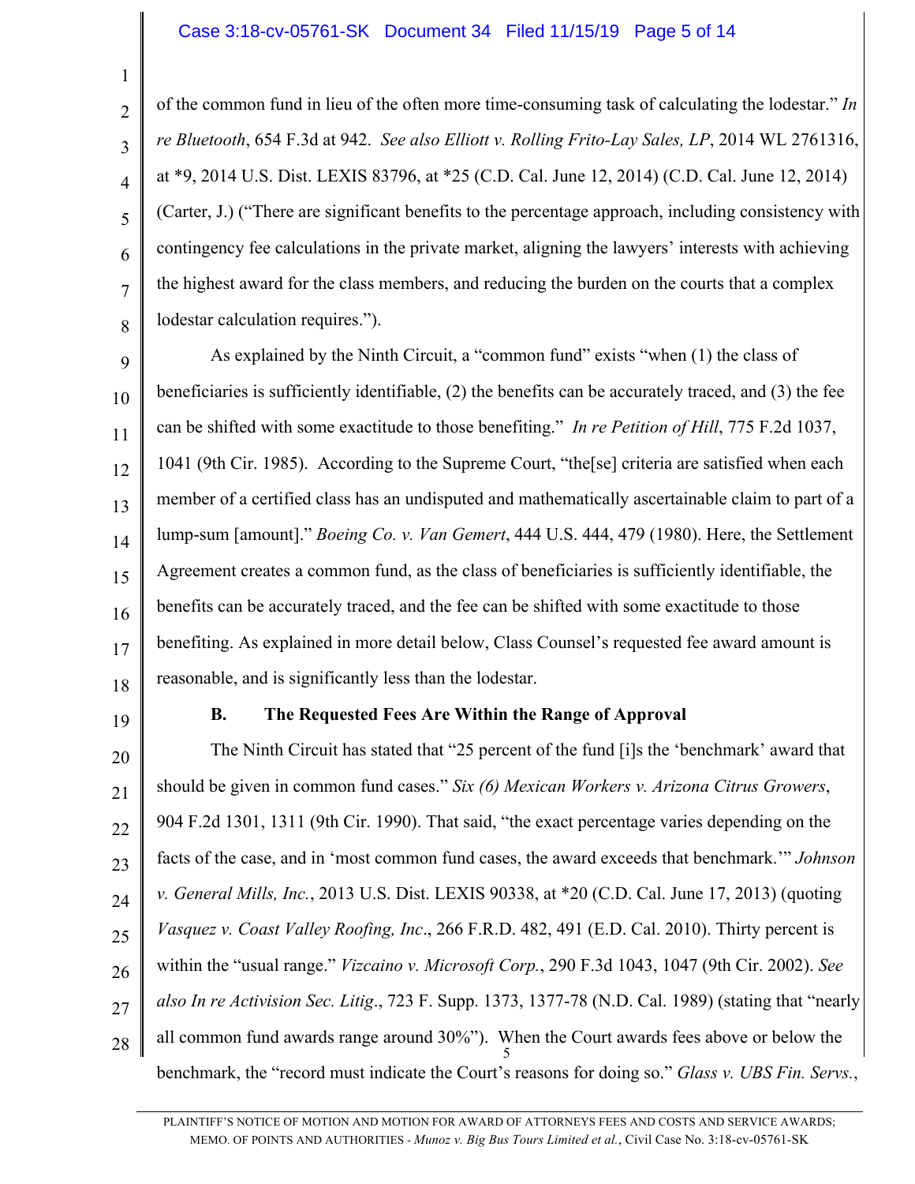of the common fund in lieu of the often more time-consuming task of calculating the lodestar." *In re Bluetooth*, 654 F.3d at 942. *See also Elliott v. Rolling Frito-Lay Sales, LP*, 2014 WL 2761316, at *9, 2014 U.S. Dist. LEXIS 83796, at *25 (C.D. Cal. June 12, 2014) (C.D. Cal. June 12, 2014) (Carter, J.) ("There are significant benefits to the percentage approach, including consistency with contingency fee calculations in the private market, aligning the lawyers' interests with achieving the highest award for the class members, and reducing the burden on the courts that a complex lodestar calculation requires.").

As explained by the Ninth Circuit, a "common fund" exists "when (1) the class of beneficiaries is sufficiently identifiable, (2) the benefits can be accurately traced, and (3) the fee can be shifted with some exactitude to those benefiting." *In re Petition of Hill*, 775 F.2d 1037, 1041 (9th Cir. 1985). According to the Supreme Court, "the[se] criteria are satisfied when each member of a certified class has an undisputed and mathematically ascertainable claim to part of a lump-sum [amount]." *Boeing Co. v. Van Gemert*, 444 U.S. 444, 479 (1980). Here, the Settlement Agreement creates a common fund, as the class of beneficiaries is sufficiently identifiable, the benefits can be accurately traced, and the fee can be shifted with some exactitude to those benefiting. As explained in more detail below, Class Counsel's requested fee award amount is reasonable, and is significantly less than the lodestar.

### B. The Requested Fees Are Within the Range of Approval

The Ninth Circuit has stated that "25 percent of the fund [i]s the 'benchmark' award that should be given in common fund cases." *Six (6) Mexican Workers v. Arizona Citrus Growers*, 904 F.2d 1301, 1311 (9th Cir. 1990). That said, "the exact percentage varies depending on the facts of the case, and in 'most common fund cases, the award exceeds that benchmark.'" *Johnson v. General Mills, Inc.*, 2013 U.S. Dist. LEXIS 90338, at *20 (C.D. Cal. June 17, 2013) (quoting *Vasquez v. Coast Valley Roofing, Inc*., 266 F.R.D. 482, 491 (E.D. Cal. 2010). Thirty percent is within the "usual range." *Vizcaino v. Microsoft Corp.*, 290 F.3d 1043, 1047 (9th Cir. 2002). *See also In re Activision Sec. Litig*., 723 F. Supp. 1373, 1377-78 (N.D. Cal. 1989) (stating that "nearly all common fund awards range around 30%"). When the Court awards fees above or below the benchmark, the "record must indicate the Court's reasons for doing so." *Glass v. UBS Fin. Servs.*,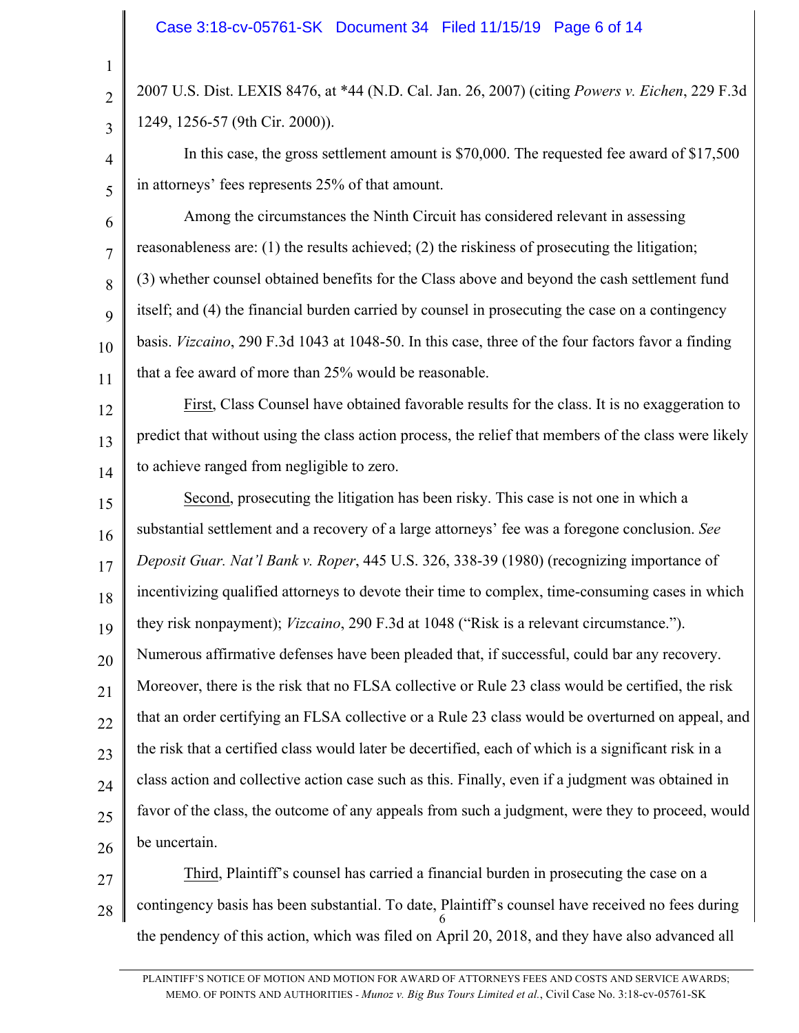2007 U.S. Dist. LEXIS 8476, at *44 (N.D. Cal. Jan. 26, 2007) (citing *Powers v. Eichen*, 229 F.3d 1249, 1256-57 (9th Cir. 2000)).

In this case, the gross settlement amount is $70,000. The requested fee award of $17,500 in attorneys' fees represents 25% of that amount.

Among the circumstances the Ninth Circuit has considered relevant in assessing reasonableness are: (1) the results achieved; (2) the riskiness of prosecuting the litigation; (3) whether counsel obtained benefits for the Class above and beyond the cash settlement fund itself; and (4) the financial burden carried by counsel in prosecuting the case on a contingency basis. *Vizcaino*, 290 F.3d 1043 at 1048-50. In this case, three of the four factors favor a finding that a fee award of more than 25% would be reasonable.

First, Class Counsel have obtained favorable results for the class. It is no exaggeration to predict that without using the class action process, the relief that members of the class were likely to achieve ranged from negligible to zero.

Second, prosecuting the litigation has been risky. This case is not one in which a substantial settlement and a recovery of a large attorneys' fee was a foregone conclusion. *See Deposit Guar. Nat'l Bank v. Roper*, 445 U.S. 326, 338-39 (1980) (recognizing importance of incentivizing qualified attorneys to devote their time to complex, time-consuming cases in which they risk nonpayment); *Vizcaino*, 290 F.3d at 1048 ("Risk is a relevant circumstance."). Numerous affirmative defenses have been pleaded that, if successful, could bar any recovery. Moreover, there is the risk that no FLSA collective or Rule 23 class would be certified, the risk that an order certifying an FLSA collective or a Rule 23 class would be overturned on appeal, and the risk that a certified class would later be decertified, each of which is a significant risk in a class action and collective action case such as this. Finally, even if a judgment was obtained in favor of the class, the outcome of any appeals from such a judgment, were they to proceed, would be uncertain.

Third, Plaintiff's counsel has carried a financial burden in prosecuting the case on a contingency basis has been substantial. To date, Plaintiff's counsel have received no fees during the pendency of this action, which was filed on April 20, 2018, and they have also advanced all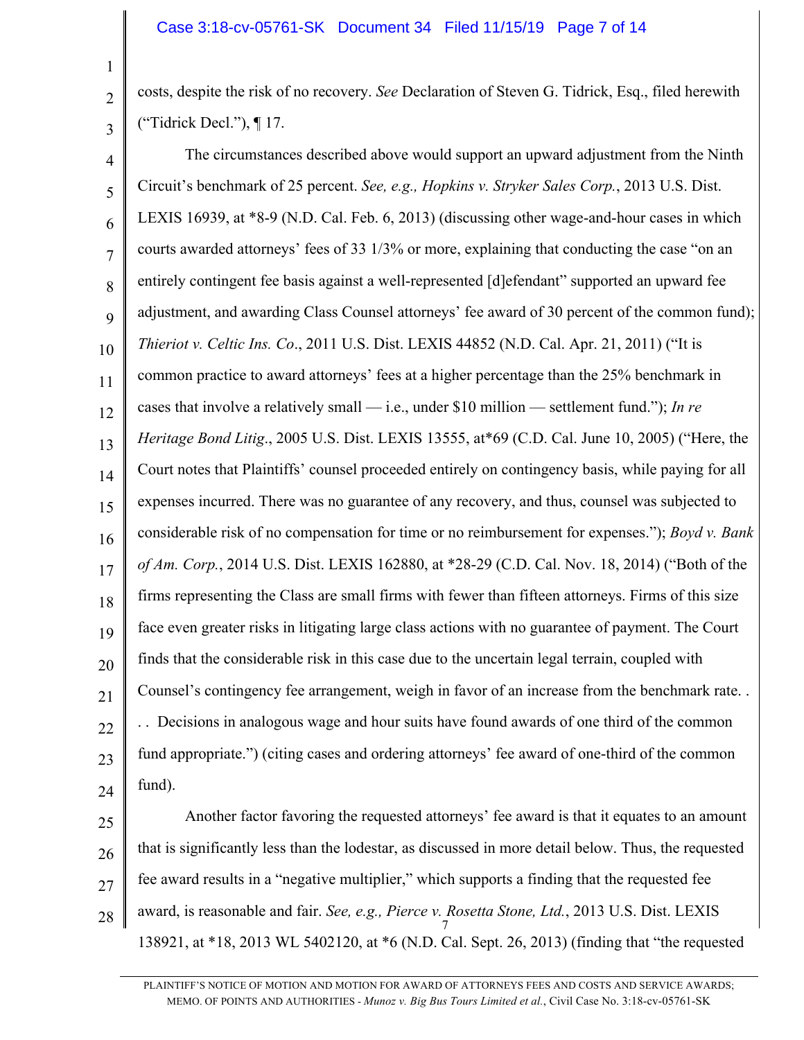costs, despite the risk of no recovery. *See* Declaration of Steven G. Tidrick, Esq., filed herewith ("Tidrick Decl."), ¶ 17.

The circumstances described above would support an upward adjustment from the Ninth Circuit's benchmark of 25 percent. *See, e.g., Hopkins v. Stryker Sales Corp.*, 2013 U.S. Dist. LEXIS 16939, at *8-9 (N.D. Cal. Feb. 6, 2013) (discussing other wage-and-hour cases in which courts awarded attorneys' fees of 33 1/3% or more, explaining that conducting the case "on an entirely contingent fee basis against a well-represented [d]efendant" supported an upward fee adjustment, and awarding Class Counsel attorneys' fee award of 30 percent of the common fund); *Thieriot v. Celtic Ins. Co*., 2011 U.S. Dist. LEXIS 44852 (N.D. Cal. Apr. 21, 2011) ("It is common practice to award attorneys' fees at a higher percentage than the 25% benchmark in cases that involve a relatively small — i.e., under $10 million — settlement fund."); *In re Heritage Bond Litig*., 2005 U.S. Dist. LEXIS 13555, at*69 (C.D. Cal. June 10, 2005) ("Here, the Court notes that Plaintiffs' counsel proceeded entirely on contingency basis, while paying for all expenses incurred. There was no guarantee of any recovery, and thus, counsel was subjected to considerable risk of no compensation for time or no reimbursement for expenses."); *Boyd v. Bank of Am. Corp.*, 2014 U.S. Dist. LEXIS 162880, at *28-29 (C.D. Cal. Nov. 18, 2014) ("Both of the firms representing the Class are small firms with fewer than fifteen attorneys. Firms of this size face even greater risks in litigating large class actions with no guarantee of payment. The Court finds that the considerable risk in this case due to the uncertain legal terrain, coupled with Counsel's contingency fee arrangement, weigh in favor of an increase from the benchmark rate. . . . Decisions in analogous wage and hour suits have found awards of one third of the common fund appropriate.") (citing cases and ordering attorneys' fee award of one-third of the common fund).

Another factor favoring the requested attorneys' fee award is that it equates to an amount that is significantly less than the lodestar, as discussed in more detail below. Thus, the requested fee award results in a "negative multiplier," which supports a finding that the requested fee award, is reasonable and fair. *See, e.g., Pierce v. Rosetta Stone, Ltd.*, 2013 U.S. Dist. LEXIS 138921, at *18, 2013 WL 5402120, at *6 (N.D. Cal. Sept. 26, 2013) (finding that "the requested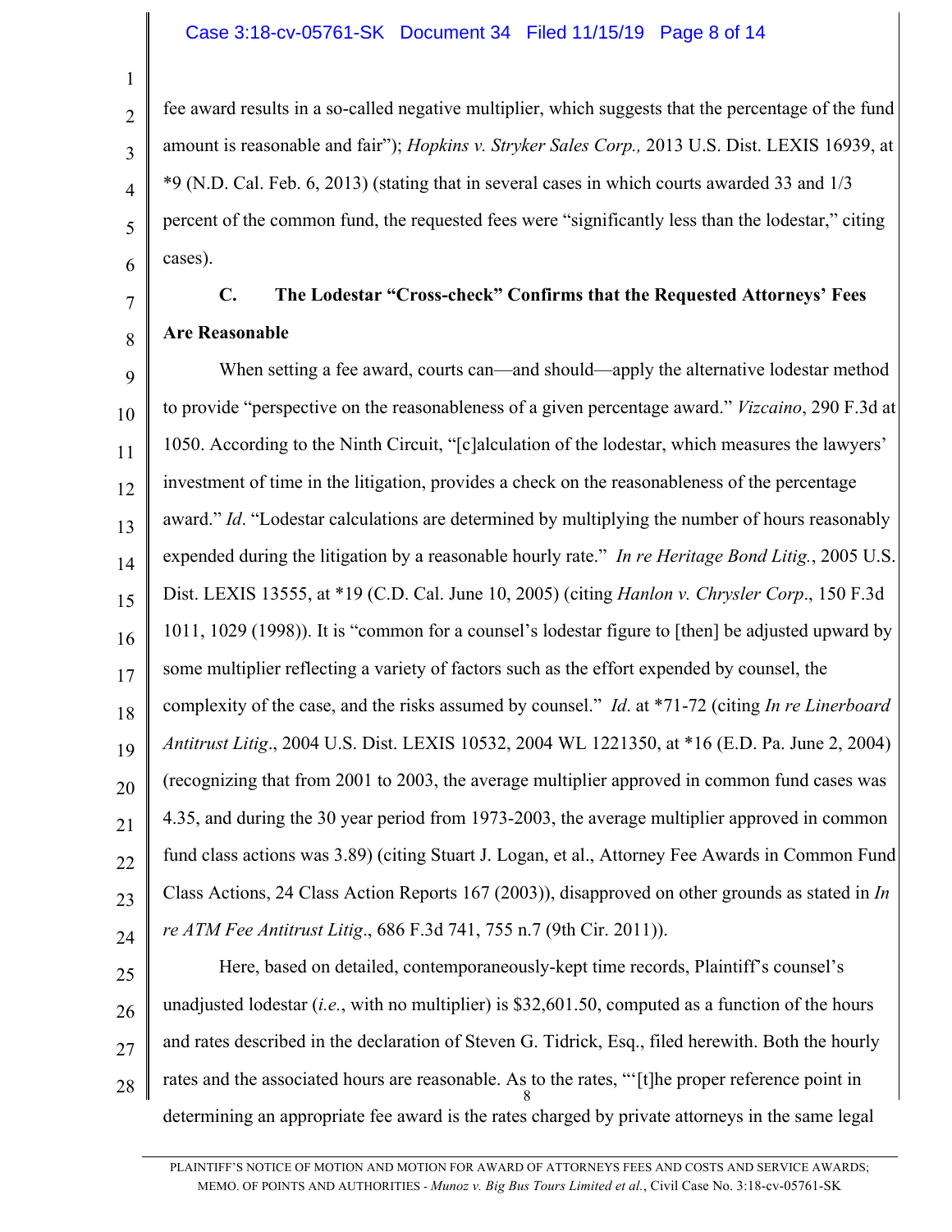fee award results in a so-called negative multiplier, which suggests that the percentage of the fund amount is reasonable and fair"); *Hopkins v. Stryker Sales Corp.,* 2013 U.S. Dist. LEXIS 16939, at *9 (N.D. Cal. Feb. 6, 2013) (stating that in several cases in which courts awarded 33 and 1/3 percent of the common fund, the requested fees were "significantly less than the lodestar," citing cases).

**C. The Lodestar "Cross-check" Confirms that the Requested Attorneys' Fees Are Reasonable**

When setting a fee award, courts can—and should—apply the alternative lodestar method to provide "perspective on the reasonableness of a given percentage award." *Vizcaino*, 290 F.3d at 1050. According to the Ninth Circuit, "[c]alculation of the lodestar, which measures the lawyers' investment of time in the litigation, provides a check on the reasonableness of the percentage award." *Id*. "Lodestar calculations are determined by multiplying the number of hours reasonably expended during the litigation by a reasonable hourly rate." *In re Heritage Bond Litig.*, 2005 U.S. Dist. LEXIS 13555, at *19 (C.D. Cal. June 10, 2005) (citing *Hanlon v. Chrysler Corp*., 150 F.3d 1011, 1029 (1998)). It is "common for a counsel's lodestar figure to [then] be adjusted upward by some multiplier reflecting a variety of factors such as the effort expended by counsel, the complexity of the case, and the risks assumed by counsel." *Id*. at *71-72 (citing *In re Linerboard Antitrust Litig*., 2004 U.S. Dist. LEXIS 10532, 2004 WL 1221350, at *16 (E.D. Pa. June 2, 2004) (recognizing that from 2001 to 2003, the average multiplier approved in common fund cases was 4.35, and during the 30 year period from 1973-2003, the average multiplier approved in common fund class actions was 3.89) (citing Stuart J. Logan, et al., Attorney Fee Awards in Common Fund Class Actions, 24 Class Action Reports 167 (2003)), disapproved on other grounds as stated in *In re ATM Fee Antitrust Litig*., 686 F.3d 741, 755 n.7 (9th Cir. 2011)).

Here, based on detailed, contemporaneously-kept time records, Plaintiff's counsel's unadjusted lodestar (*i.e.*, with no multiplier) is $32,601.50, computed as a function of the hours and rates described in the declaration of Steven G. Tidrick, Esq., filed herewith. Both the hourly rates and the associated hours are reasonable. As to the rates, "'[t]he proper reference point in determining an appropriate fee award is the rates charged by private attorneys in the same legal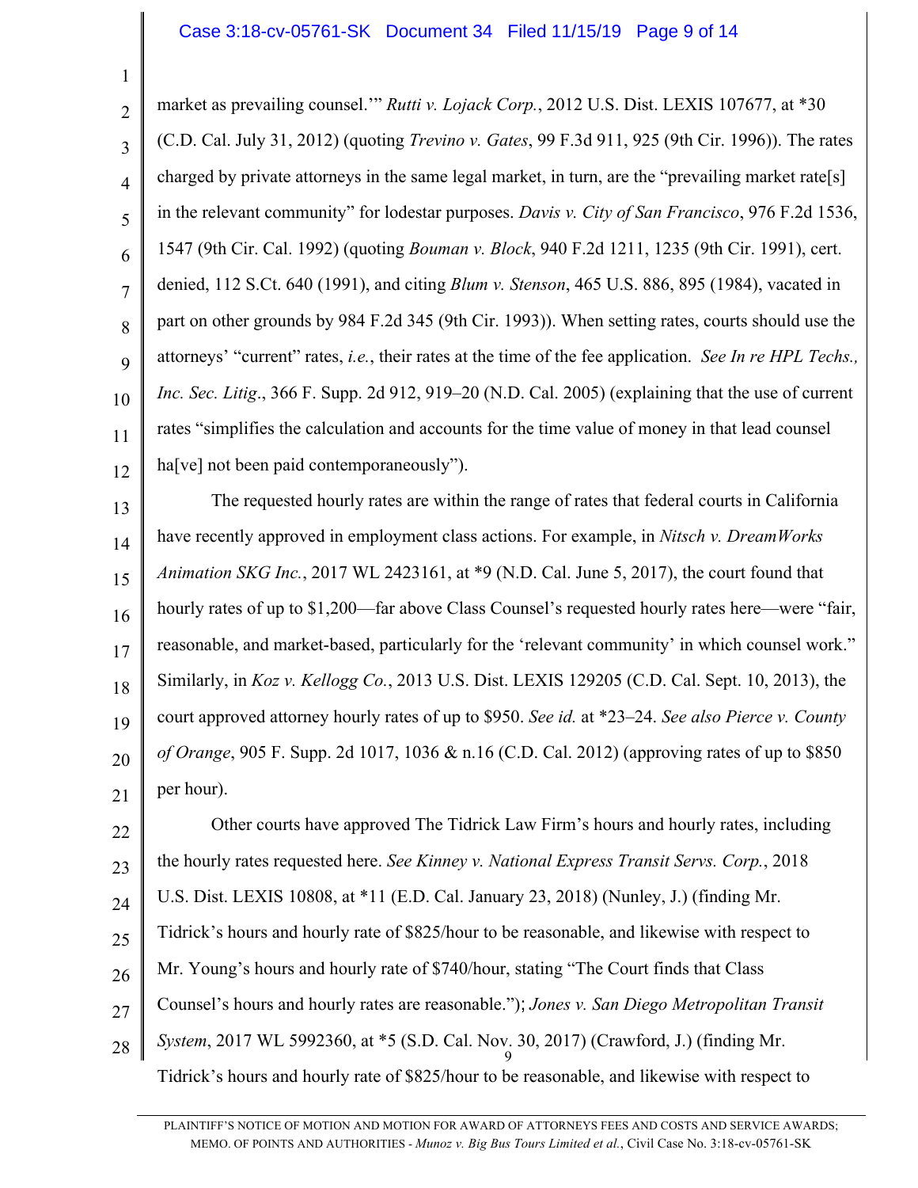market as prevailing counsel.'" *Rutti v. Lojack Corp.*, 2012 U.S. Dist. LEXIS 107677, at *30 (C.D. Cal. July 31, 2012) (quoting *Trevino v. Gates*, 99 F.3d 911, 925 (9th Cir. 1996)). The rates charged by private attorneys in the same legal market, in turn, are the "prevailing market rate[s] in the relevant community" for lodestar purposes. *Davis v. City of San Francisco*, 976 F.2d 1536, 1547 (9th Cir. Cal. 1992) (quoting *Bouman v. Block*, 940 F.2d 1211, 1235 (9th Cir. 1991), cert. denied, 112 S.Ct. 640 (1991), and citing *Blum v. Stenson*, 465 U.S. 886, 895 (1984), vacated in part on other grounds by 984 F.2d 345 (9th Cir. 1993)). When setting rates, courts should use the attorneys' "current" rates, *i.e.*, their rates at the time of the fee application. *See In re HPL Techs., Inc. Sec. Litig*., 366 F. Supp. 2d 912, 919–20 (N.D. Cal. 2005) (explaining that the use of current rates "simplifies the calculation and accounts for the time value of money in that lead counsel ha[ve] not been paid contemporaneously").

The requested hourly rates are within the range of rates that federal courts in California have recently approved in employment class actions. For example, in *Nitsch v. DreamWorks Animation SKG Inc.*, 2017 WL 2423161, at *9 (N.D. Cal. June 5, 2017), the court found that hourly rates of up to $1,200—far above Class Counsel's requested hourly rates here—were "fair, reasonable, and market-based, particularly for the 'relevant community' in which counsel work." Similarly, in *Koz v. Kellogg Co.*, 2013 U.S. Dist. LEXIS 129205 (C.D. Cal. Sept. 10, 2013), the court approved attorney hourly rates of up to $950. *See id.* at *23–24. *See also Pierce v. County of Orange*, 905 F. Supp. 2d 1017, 1036 & n.16 (C.D. Cal. 2012) (approving rates of up to $850 per hour).

Other courts have approved The Tidrick Law Firm's hours and hourly rates, including the hourly rates requested here. *See Kinney v. National Express Transit Servs. Corp.*, 2018 U.S. Dist. LEXIS 10808, at *11 (E.D. Cal. January 23, 2018) (Nunley, J.) (finding Mr. Tidrick's hours and hourly rate of $825/hour to be reasonable, and likewise with respect to Mr. Young's hours and hourly rate of $740/hour, stating "The Court finds that Class Counsel's hours and hourly rates are reasonable."); *Jones v. San Diego Metropolitan Transit System*, 2017 WL 5992360, at *5 (S.D. Cal. Nov. 30, 2017) (Crawford, J.) (finding Mr. Tidrick's hours and hourly rate of $825/hour to be reasonable, and likewise with respect to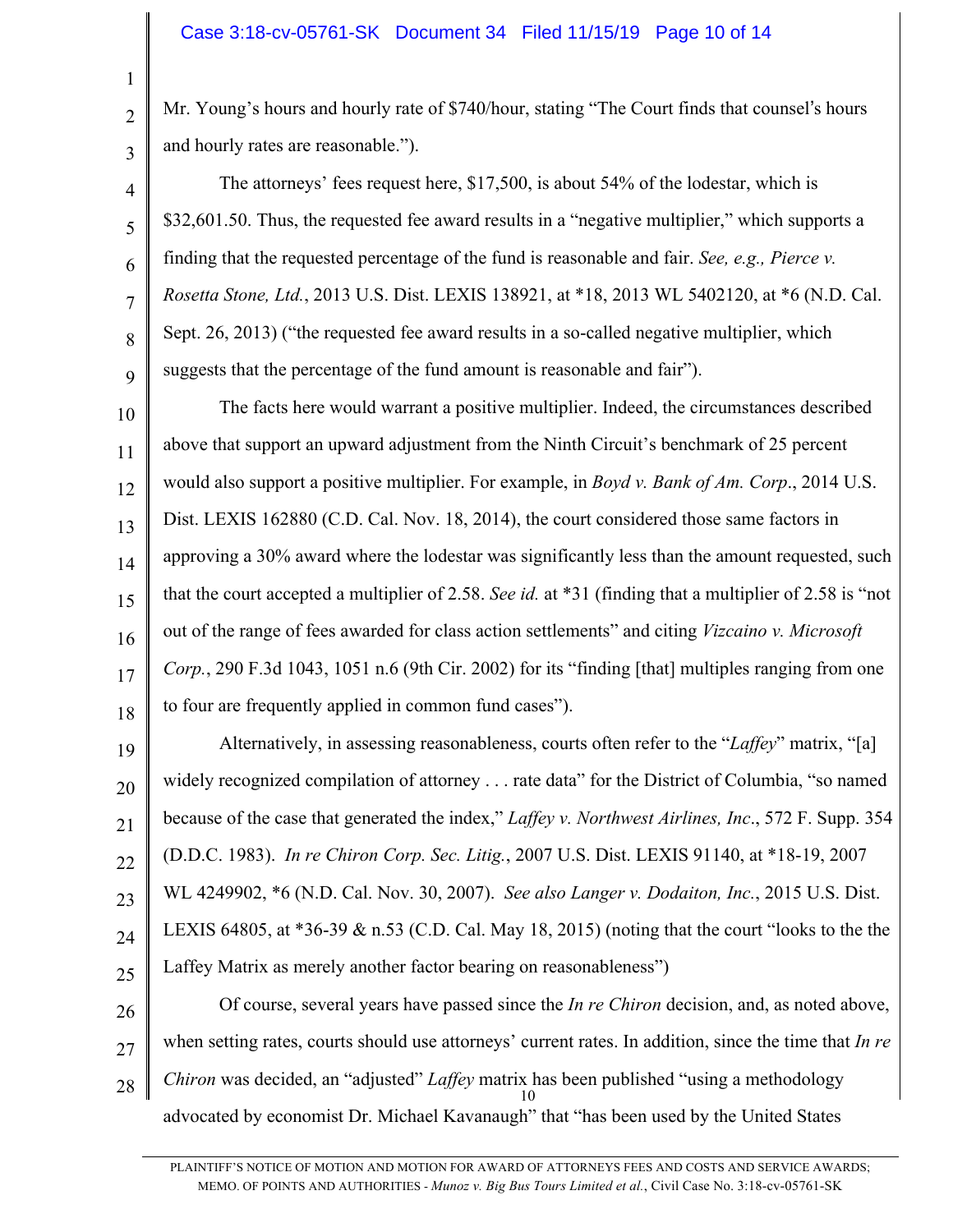Mr. Young's hours and hourly rate of $740/hour, stating "The Court finds that counsel's hours and hourly rates are reasonable.").

The attorneys' fees request here, $17,500, is about 54% of the lodestar, which is $32,601.50. Thus, the requested fee award results in a "negative multiplier," which supports a finding that the requested percentage of the fund is reasonable and fair. *See, e.g., Pierce v. Rosetta Stone, Ltd.*, 2013 U.S. Dist. LEXIS 138921, at *18, 2013 WL 5402120, at *6 (N.D. Cal. Sept. 26, 2013) ("the requested fee award results in a so-called negative multiplier, which suggests that the percentage of the fund amount is reasonable and fair").

The facts here would warrant a positive multiplier. Indeed, the circumstances described above that support an upward adjustment from the Ninth Circuit's benchmark of 25 percent would also support a positive multiplier. For example, in *Boyd v. Bank of Am. Corp*., 2014 U.S. Dist. LEXIS 162880 (C.D. Cal. Nov. 18, 2014), the court considered those same factors in approving a 30% award where the lodestar was significantly less than the amount requested, such that the court accepted a multiplier of 2.58. *See id.* at *31 (finding that a multiplier of 2.58 is "not out of the range of fees awarded for class action settlements" and citing *Vizcaino v. Microsoft Corp.*, 290 F.3d 1043, 1051 n.6 (9th Cir. 2002) for its "finding [that] multiples ranging from one to four are frequently applied in common fund cases").

Alternatively, in assessing reasonableness, courts often refer to the "*Laffey*" matrix, "[a] widely recognized compilation of attorney . . . rate data" for the District of Columbia, "so named because of the case that generated the index," *Laffey v. Northwest Airlines, Inc*., 572 F. Supp. 354 (D.D.C. 1983). *In re Chiron Corp. Sec. Litig.*, 2007 U.S. Dist. LEXIS 91140, at *18-19, 2007 WL 4249902, *6 (N.D. Cal. Nov. 30, 2007). *See also Langer v. Dodaiton, Inc.*, 2015 U.S. Dist. LEXIS 64805, at *36-39 & n.53 (C.D. Cal. May 18, 2015) (noting that the court "looks to the the Laffey Matrix as merely another factor bearing on reasonableness")

Of course, several years have passed since the *In re Chiron* decision, and, as noted above, when setting rates, courts should use attorneys' current rates. In addition, since the time that *In re Chiron* was decided, an "adjusted" *Laffey* matrix has been published "using a methodology advocated by economist Dr. Michael Kavanaugh" that "has been used by the United States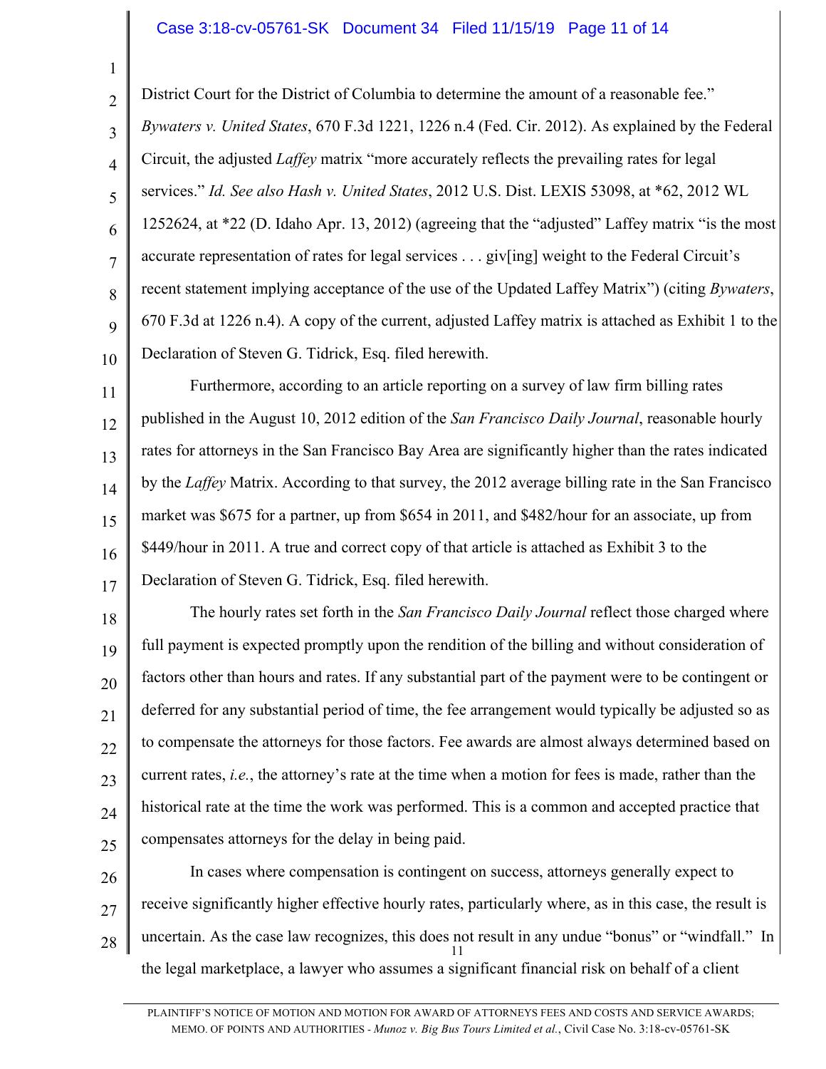District Court for the District of Columbia to determine the amount of a reasonable fee." *Bywaters v. United States*, 670 F.3d 1221, 1226 n.4 (Fed. Cir. 2012). As explained by the Federal Circuit, the adjusted *Laffey* matrix "more accurately reflects the prevailing rates for legal services." *Id. See also Hash v. United States*, 2012 U.S. Dist. LEXIS 53098, at *62, 2012 WL 1252624, at *22 (D. Idaho Apr. 13, 2012) (agreeing that the "adjusted" Laffey matrix "is the most accurate representation of rates for legal services . . . giv[ing] weight to the Federal Circuit's recent statement implying acceptance of the use of the Updated Laffey Matrix") (citing *Bywaters*, 670 F.3d at 1226 n.4). A copy of the current, adjusted Laffey matrix is attached as Exhibit 1 to the Declaration of Steven G. Tidrick, Esq. filed herewith.

Furthermore, according to an article reporting on a survey of law firm billing rates published in the August 10, 2012 edition of the *San Francisco Daily Journal*, reasonable hourly rates for attorneys in the San Francisco Bay Area are significantly higher than the rates indicated by the *Laffey* Matrix. According to that survey, the 2012 average billing rate in the San Francisco market was $675 for a partner, up from $654 in 2011, and $482/hour for an associate, up from $449/hour in 2011. A true and correct copy of that article is attached as Exhibit 3 to the Declaration of Steven G. Tidrick, Esq. filed herewith.

The hourly rates set forth in the *San Francisco Daily Journal* reflect those charged where full payment is expected promptly upon the rendition of the billing and without consideration of factors other than hours and rates. If any substantial part of the payment were to be contingent or deferred for any substantial period of time, the fee arrangement would typically be adjusted so as to compensate the attorneys for those factors. Fee awards are almost always determined based on current rates, *i.e.*, the attorney's rate at the time when a motion for fees is made, rather than the historical rate at the time the work was performed. This is a common and accepted practice that compensates attorneys for the delay in being paid.

In cases where compensation is contingent on success, attorneys generally expect to receive significantly higher effective hourly rates, particularly where, as in this case, the result is uncertain. As the case law recognizes, this does not result in any undue "bonus" or "windfall." In the legal marketplace, a lawyer who assumes a significant financial risk on behalf of a client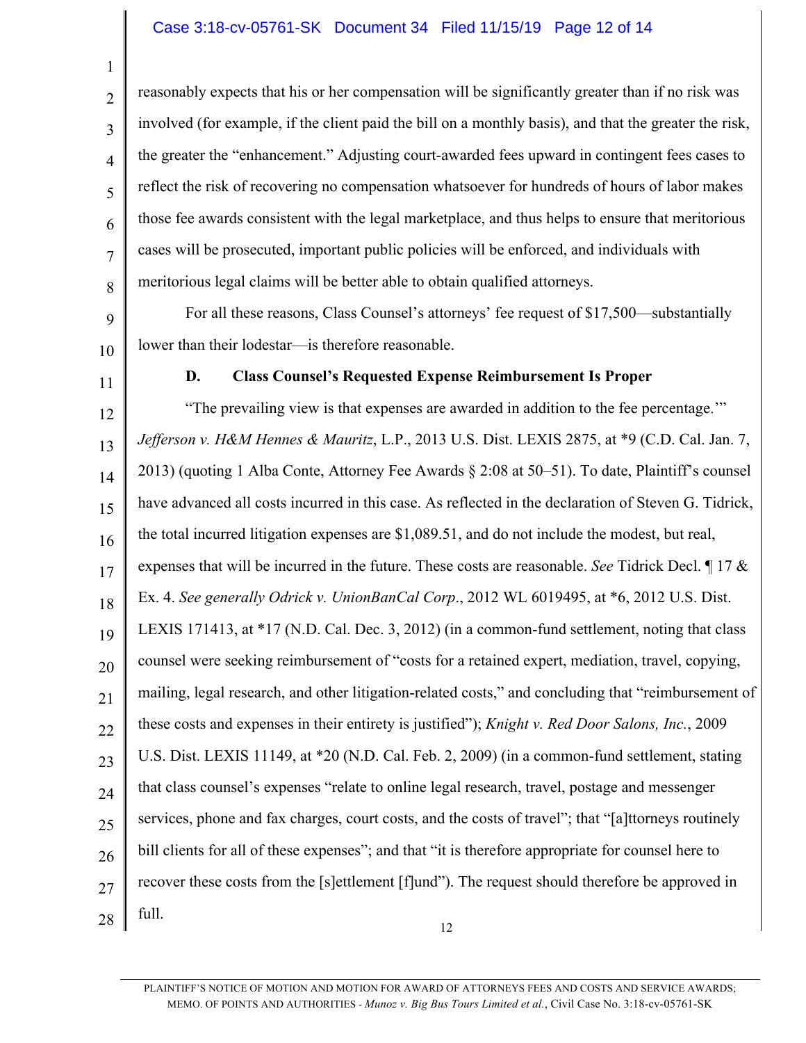reasonably expects that his or her compensation will be significantly greater than if no risk was involved (for example, if the client paid the bill on a monthly basis), and that the greater the risk, the greater the "enhancement." Adjusting court-awarded fees upward in contingent fees cases to reflect the risk of recovering no compensation whatsoever for hundreds of hours of labor makes those fee awards consistent with the legal marketplace, and thus helps to ensure that meritorious cases will be prosecuted, important public policies will be enforced, and individuals with meritorious legal claims will be better able to obtain qualified attorneys.

For all these reasons, Class Counsel's attorneys' fee request of $17,500—substantially lower than their lodestar—is therefore reasonable.

### D. Class Counsel's Requested Expense Reimbursement Is Proper

"The prevailing view is that expenses are awarded in addition to the fee percentage.'" *Jefferson v. H&M Hennes & Mauritz*, L.P., 2013 U.S. Dist. LEXIS 2875, at *9 (C.D. Cal. Jan. 7, 2013) (quoting 1 Alba Conte, Attorney Fee Awards § 2:08 at 50–51). To date, Plaintiff's counsel have advanced all costs incurred in this case. As reflected in the declaration of Steven G. Tidrick, the total incurred litigation expenses are $1,089.51, and do not include the modest, but real, expenses that will be incurred in the future. These costs are reasonable. *See* Tidrick Decl. ¶ 17 & Ex. 4. *See generally Odrick v. UnionBanCal Corp*., 2012 WL 6019495, at *6, 2012 U.S. Dist. LEXIS 171413, at *17 (N.D. Cal. Dec. 3, 2012) (in a common-fund settlement, noting that class counsel were seeking reimbursement of "costs for a retained expert, mediation, travel, copying, mailing, legal research, and other litigation-related costs," and concluding that "reimbursement of these costs and expenses in their entirety is justified"); *Knight v. Red Door Salons, Inc.*, 2009 U.S. Dist. LEXIS 11149, at *20 (N.D. Cal. Feb. 2, 2009) (in a common-fund settlement, stating that class counsel's expenses "relate to online legal research, travel, postage and messenger services, phone and fax charges, court costs, and the costs of travel"; that "[a]ttorneys routinely bill clients for all of these expenses"; and that "it is therefore appropriate for counsel here to recover these costs from the [s]ettlement [f]und"). The request should therefore be approved in full.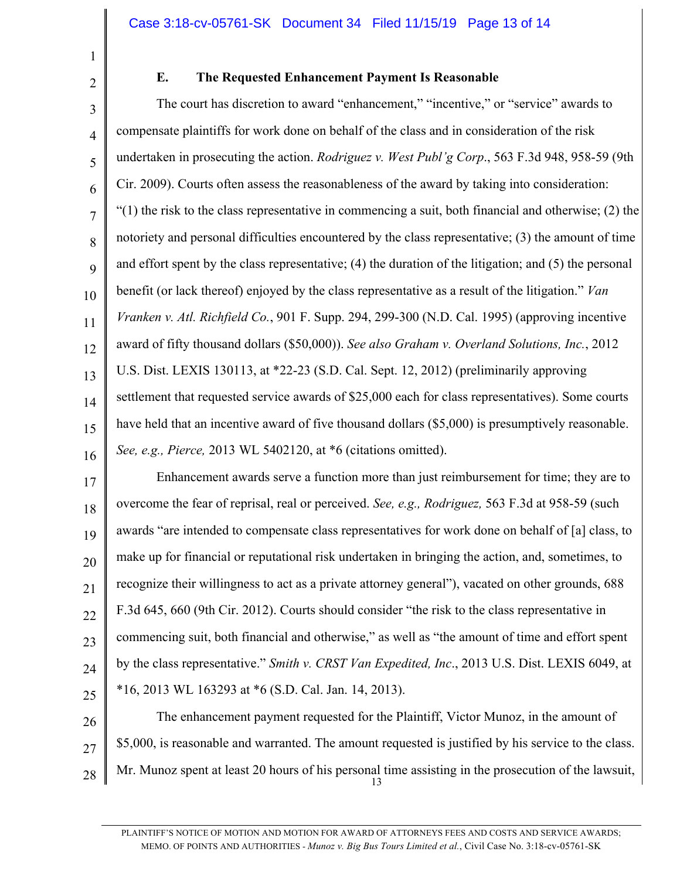### E. The Requested Enhancement Payment Is Reasonable

The court has discretion to award "enhancement," "incentive," or "service" awards to compensate plaintiffs for work done on behalf of the class and in consideration of the risk undertaken in prosecuting the action. *Rodriguez v. West Publ'g Corp*., 563 F.3d 948, 958-59 (9th Cir. 2009). Courts often assess the reasonableness of the award by taking into consideration: "(1) the risk to the class representative in commencing a suit, both financial and otherwise; (2) the notoriety and personal difficulties encountered by the class representative; (3) the amount of time and effort spent by the class representative; (4) the duration of the litigation; and (5) the personal benefit (or lack thereof) enjoyed by the class representative as a result of the litigation." *Van Vranken v. Atl. Richfield Co.*, 901 F. Supp. 294, 299-300 (N.D. Cal. 1995) (approving incentive award of fifty thousand dollars ($50,000)). *See also Graham v. Overland Solutions, Inc.*, 2012 U.S. Dist. LEXIS 130113, at *22-23 (S.D. Cal. Sept. 12, 2012) (preliminarily approving settlement that requested service awards of $25,000 each for class representatives). Some courts have held that an incentive award of five thousand dollars ($5,000) is presumptively reasonable. *See, e.g., Pierce,* 2013 WL 5402120, at *6 (citations omitted).

Enhancement awards serve a function more than just reimbursement for time; they are to overcome the fear of reprisal, real or perceived. *See, e.g., Rodriguez,* 563 F.3d at 958-59 (such awards "are intended to compensate class representatives for work done on behalf of [a] class, to make up for financial or reputational risk undertaken in bringing the action, and, sometimes, to recognize their willingness to act as a private attorney general"), vacated on other grounds, 688 F.3d 645, 660 (9th Cir. 2012). Courts should consider "the risk to the class representative in commencing suit, both financial and otherwise," as well as "the amount of time and effort spent by the class representative." *Smith v. CRST Van Expedited, Inc*., 2013 U.S. Dist. LEXIS 6049, at *16, 2013 WL 163293 at *6 (S.D. Cal. Jan. 14, 2013).

The enhancement payment requested for the Plaintiff, Victor Munoz, in the amount of $5,000, is reasonable and warranted. The amount requested is justified by his service to the class. Mr. Munoz spent at least 20 hours of his personal time assisting in the prosecution of the lawsuit,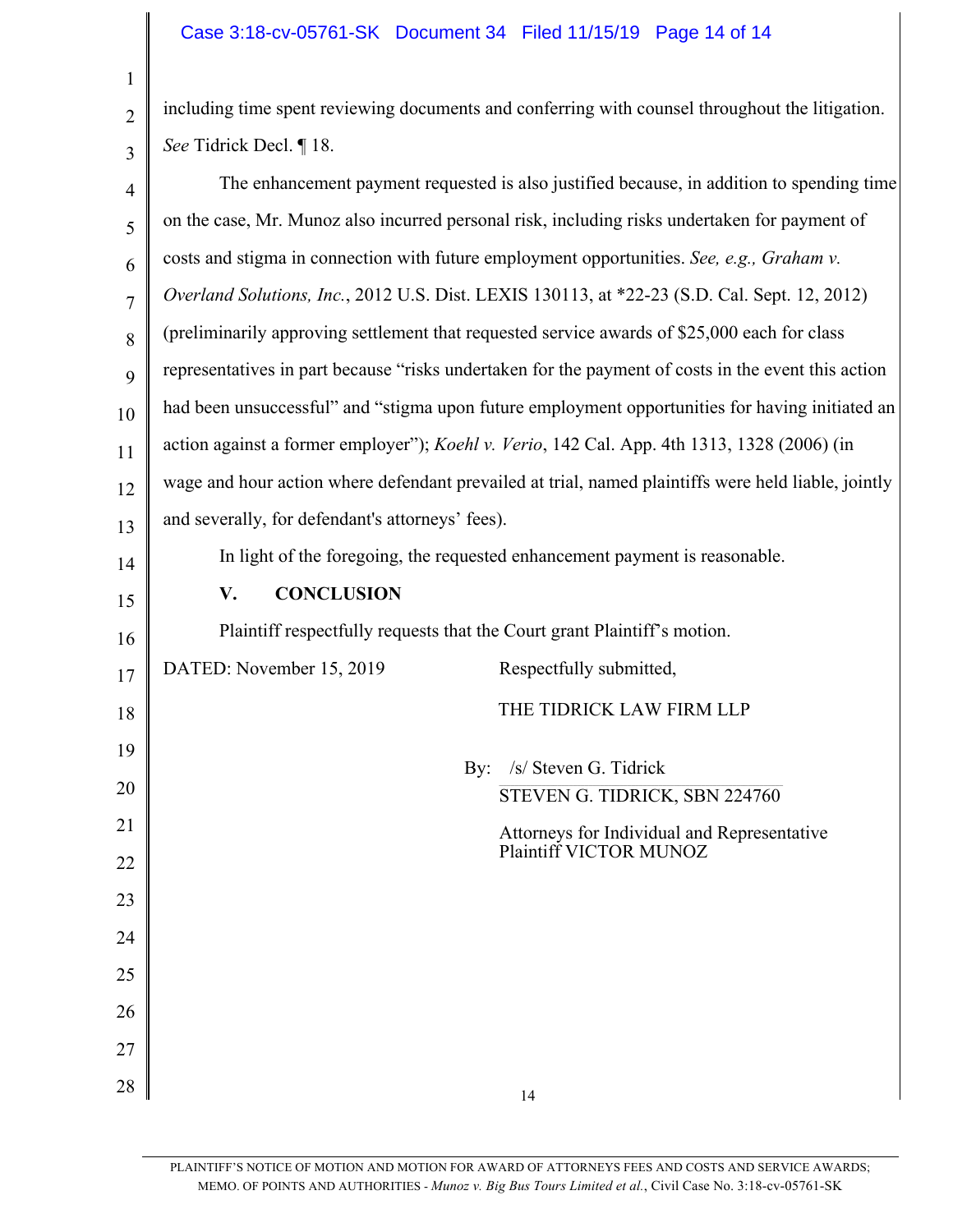including time spent reviewing documents and conferring with counsel throughout the litigation. *See* Tidrick Decl. ¶ 18.

The enhancement payment requested is also justified because, in addition to spending time on the case, Mr. Munoz also incurred personal risk, including risks undertaken for payment of costs and stigma in connection with future employment opportunities. *See, e.g., Graham v. Overland Solutions, Inc.*, 2012 U.S. Dist. LEXIS 130113, at *22-23 (S.D. Cal. Sept. 12, 2012) (preliminarily approving settlement that requested service awards of $25,000 each for class representatives in part because "risks undertaken for the payment of costs in the event this action had been unsuccessful" and "stigma upon future employment opportunities for having initiated an action against a former employer"); *Koehl v. Verio*, 142 Cal. App. 4th 1313, 1328 (2006) (in wage and hour action where defendant prevailed at trial, named plaintiffs were held liable, jointly and severally, for defendant's attorneys' fees).

In light of the foregoing, the requested enhancement payment is reasonable.

## V. CONCLUSION

Plaintiff respectfully requests that the Court grant Plaintiff's motion.

DATED: November 15, 2019

Respectfully submitted,

THE TIDRICK LAW FIRM LLP

By: /s/ Steven G. Tidrick
STEVEN G. TIDRICK, SBN 224760

Attorneys for Individual and Representative Plaintiff VICTOR MUNOZ

PLAINTIFF'S NOTICE OF MOTION AND MOTION FOR AWARD OF ATTORNEYS FEES AND COSTS AND SERVICE AWARDS; MEMO. OF POINTS AND AUTHORITIES - *Munoz v. Big Bus Tours Limited et al.*, Civil Case No. 3:18-cv-05761-SK